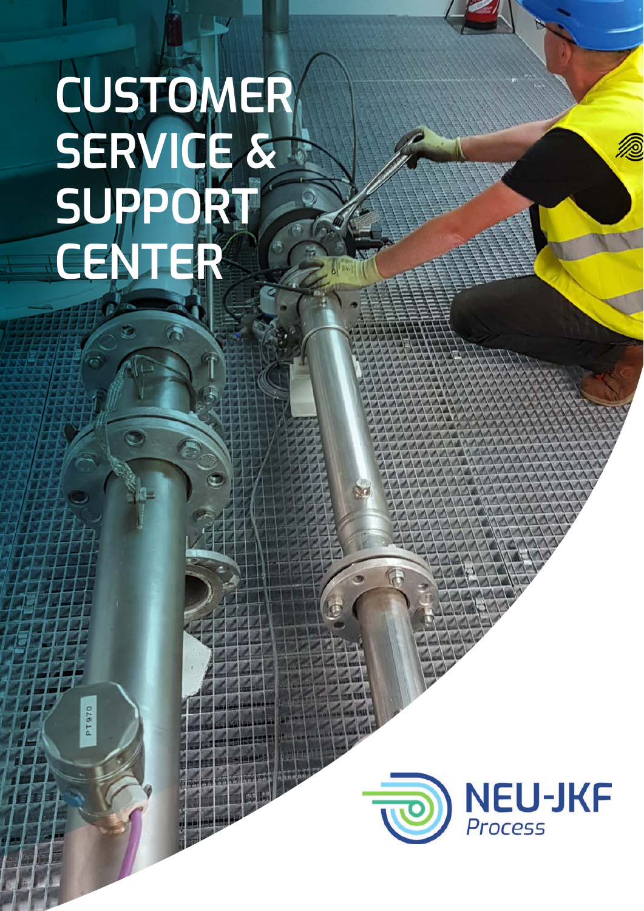# CUSTOMER SERVICE & SUPPORT CENTER

NEU-JKF
*Process*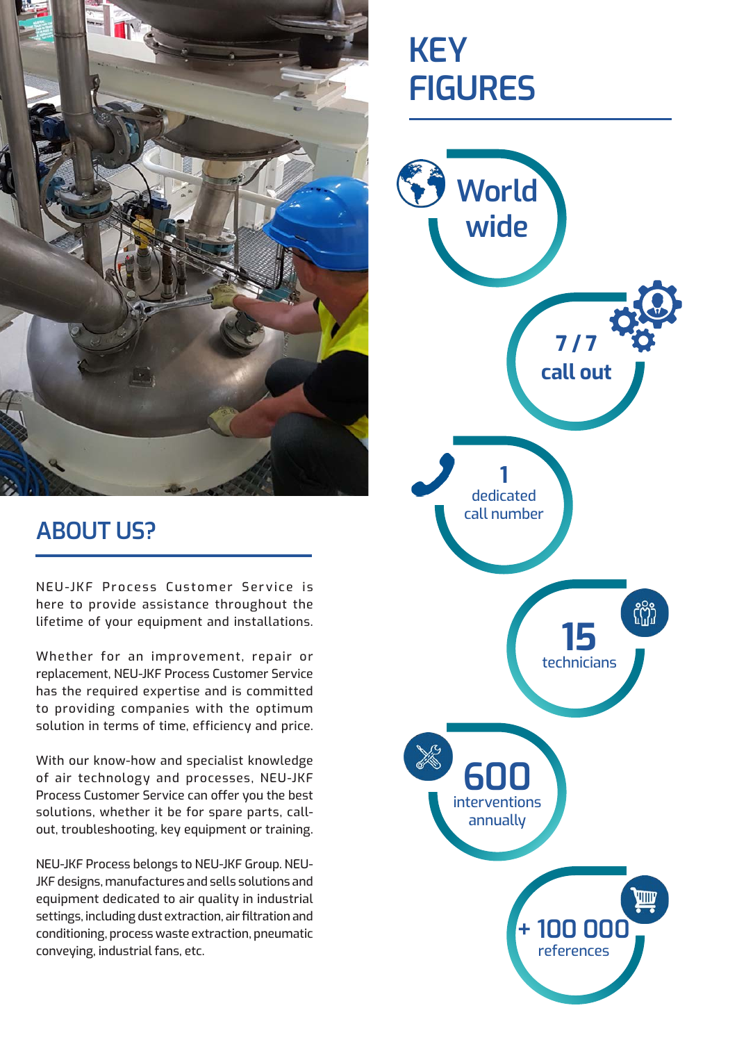## ABOUT US?

NEU-JKF Process Customer Service is here to provide assistance throughout the lifetime of your equipment and installations.

Whether for an improvement, repair or replacement, NEU-JKF Process Customer Service has the required expertise and is committed to providing companies with the optimum solution in terms of time, efficiency and price.

With our know-how and specialist knowledge of air technology and processes, NEU-JKF Process Customer Service can offer you the best solutions, whether it be for spare parts, call-out, troubleshooting, key equipment or training.

NEU-JKF Process belongs to NEU-JKF Group. NEU-JKF designs, manufactures and sells solutions and equipment dedicated to air quality in industrial settings, including dust extraction, air filtration and conditioning, process waste extraction, pneumatic conveying, industrial fans, etc.

## KEY FIGURES

- **World wide**
- **7 / 7** call out
- **1** dedicated call number
- **15** technicians
- **600** interventions annually
- **+ 100 000** references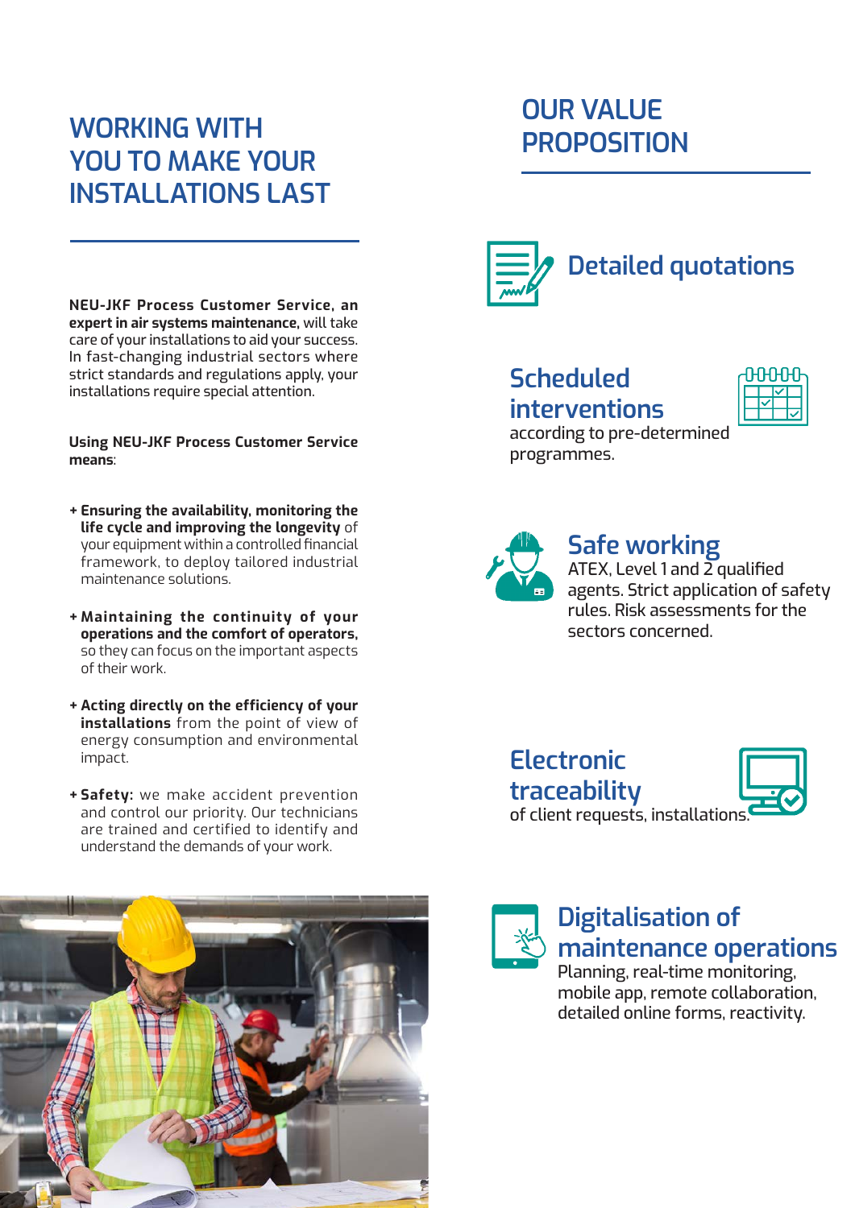# WORKING WITH YOU TO MAKE YOUR INSTALLATIONS LAST

**NEU-JKF Process Customer Service, an expert in air systems maintenance,** will take care of your installations to aid your success. In fast-changing industrial sectors where strict standards and regulations apply, your installations require special attention.

**Using NEU-JKF Process Customer Service means**:

+ **Ensuring the availability, monitoring the life cycle and improving the longevity** of your equipment within a controlled financial framework, to deploy tailored industrial maintenance solutions.
+ **Maintaining the continuity of your operations and the comfort of operators,** so they can focus on the important aspects of their work.
+ **Acting directly on the efficiency of your installations** from the point of view of energy consumption and environmental impact.
+ **Safety:** we make accident prevention and control our priority. Our technicians are trained and certified to identify and understand the demands of your work.

# OUR VALUE PROPOSITION

## Detailed quotations

## Scheduled interventions

according to pre-determined programmes.

## Safe working

ATEX, Level 1 and 2 qualified agents. Strict application of safety rules. Risk assessments for the sectors concerned.

## Electronic traceability

of client requests, installations.

## Digitalisation of maintenance operations

Planning, real-time monitoring, mobile app, remote collaboration, detailed online forms, reactivity.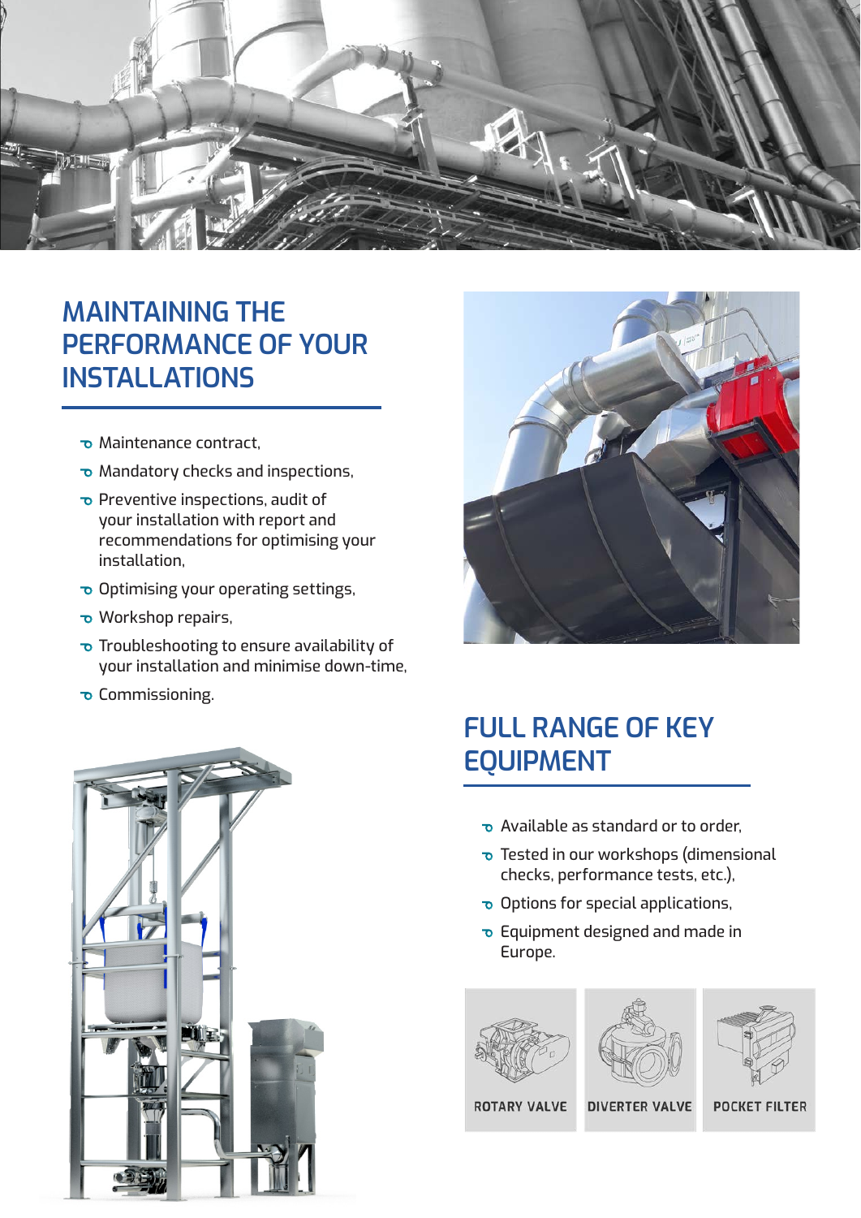## MAINTAINING THE PERFORMANCE OF YOUR INSTALLATIONS

- Maintenance contract,
- Mandatory checks and inspections,
- Preventive inspections, audit of your installation with report and recommendations for optimising your installation,
- Optimising your operating settings,
- Workshop repairs,
- Troubleshooting to ensure availability of your installation and minimise down-time,
- Commissioning.

## FULL RANGE OF KEY EQUIPMENT

- Available as standard or to order,
- Tested in our workshops (dimensional checks, performance tests, etc.),
- Options for special applications,
- Equipment designed and made in Europe.

ROTARY VALVE

DIVERTER VALVE

POCKET FILTER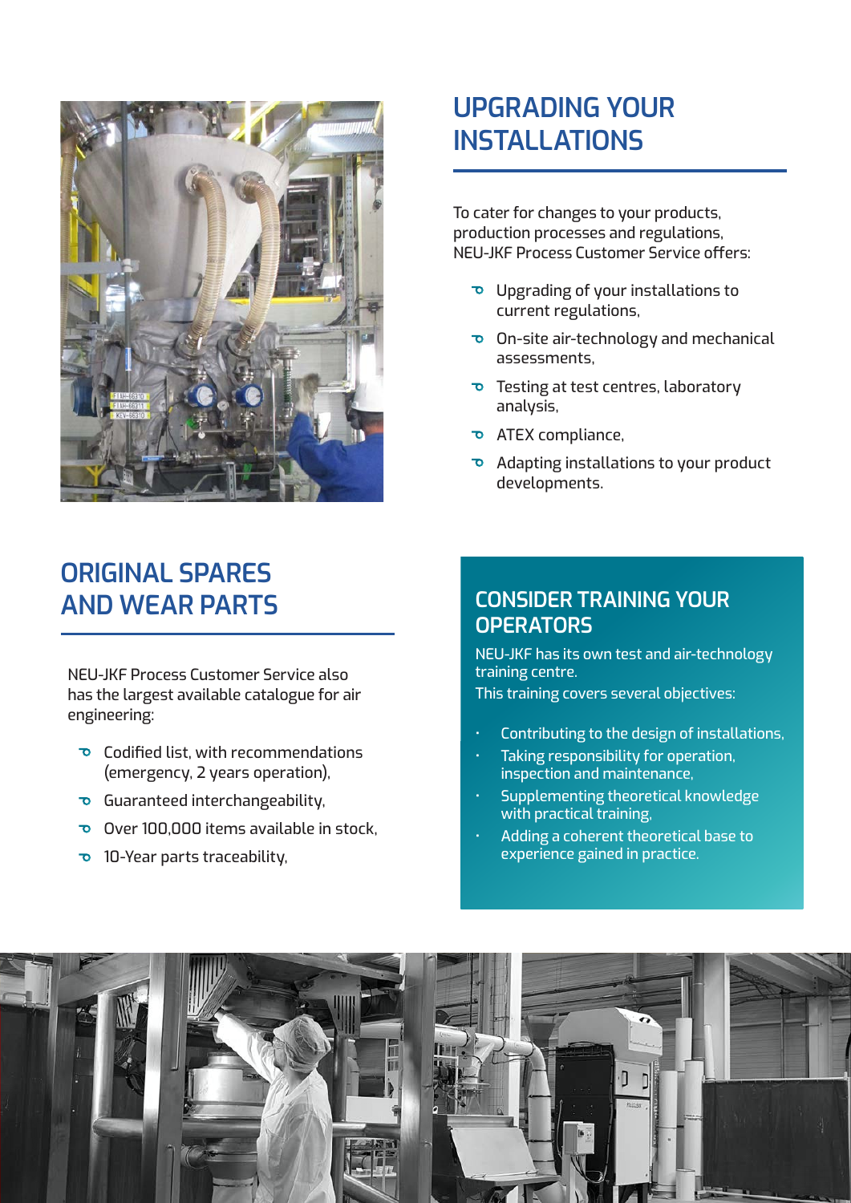## UPGRADING YOUR INSTALLATIONS

To cater for changes to your products, production processes and regulations, NEU-JKF Process Customer Service offers:

- Upgrading of your installations to current regulations,
- On-site air-technology and mechanical assessments,
- Testing at test centres, laboratory analysis,
- ATEX compliance,
- Adapting installations to your product developments.

## ORIGINAL SPARES AND WEAR PARTS

NEU-JKF Process Customer Service also has the largest available catalogue for air engineering:

- Codified list, with recommendations (emergency, 2 years operation),
- Guaranteed interchangeability,
- Over 100,000 items available in stock,
- 10-Year parts traceability,

## CONSIDER TRAINING YOUR OPERATORS

NEU-JKF has its own test and air-technology training centre.
This training covers several objectives:

- Contributing to the design of installations,
- Taking responsibility for operation, inspection and maintenance,
- Supplementing theoretical knowledge with practical training,
- Adding a coherent theoretical base to experience gained in practice.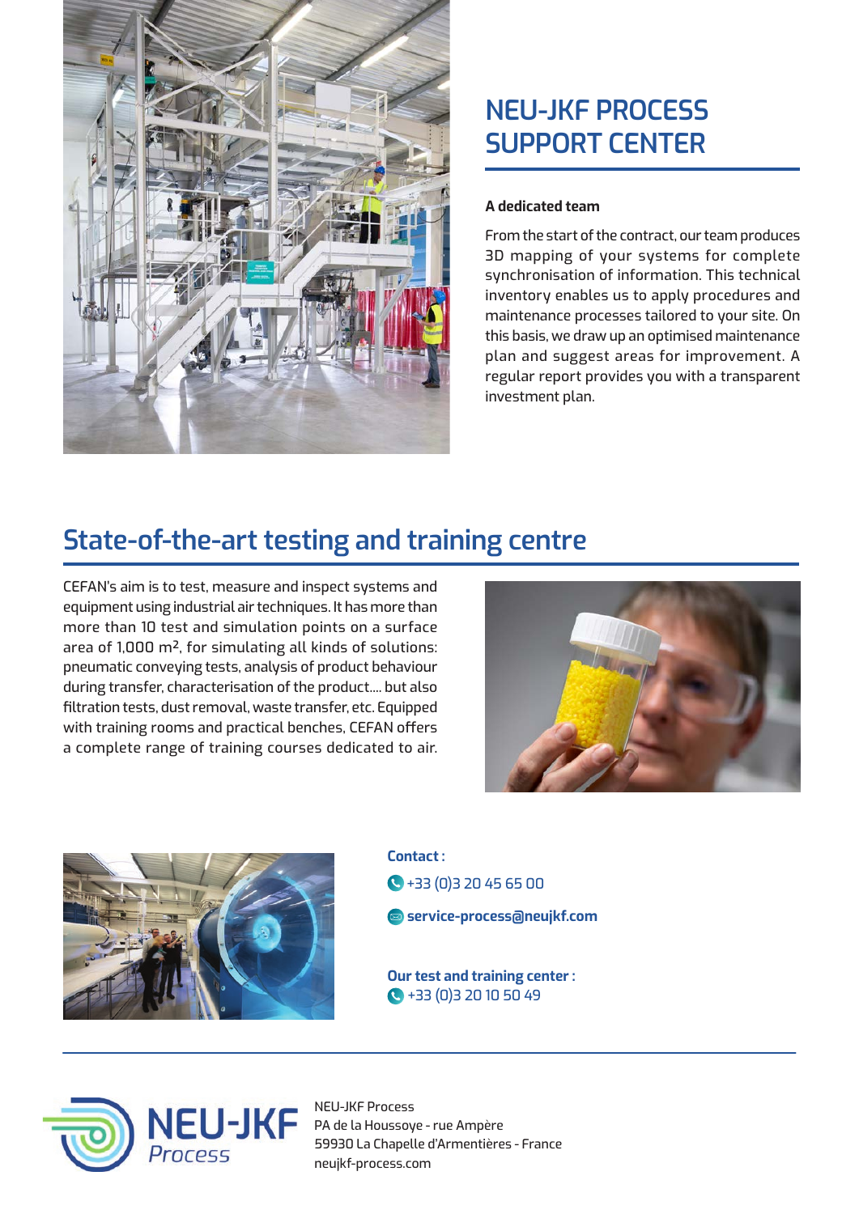# NEU-JKF PROCESS SUPPORT CENTER

### A dedicated team

From the start of the contract, our team produces 3D mapping of your systems for complete synchronisation of information. This technical inventory enables us to apply procedures and maintenance processes tailored to your site. On this basis, we draw up an optimised maintenance plan and suggest areas for improvement. A regular report provides you with a transparent investment plan.

## State-of-the-art testing and training centre

CEFAN's aim is to test, measure and inspect systems and equipment using industrial air techniques. It has more than more than 10 test and simulation points on a surface area of 1,000 m², for simulating all kinds of solutions: pneumatic conveying tests, analysis of product behaviour during transfer, characterisation of the product.... but also filtration tests, dust removal, waste transfer, etc. Equipped with training rooms and practical benches, CEFAN offers a complete range of training courses dedicated to air.

**Contact :**

+33 (0)3 20 45 65 00

**service-process@neujkf.com**

**Our test and training center :**

+33 (0)3 20 10 50 49

NEU-JKF Process

NEU-JKF Process
PA de la Houssoye - rue Ampère
59930 La Chapelle d'Armentières - France
neujkf-process.com